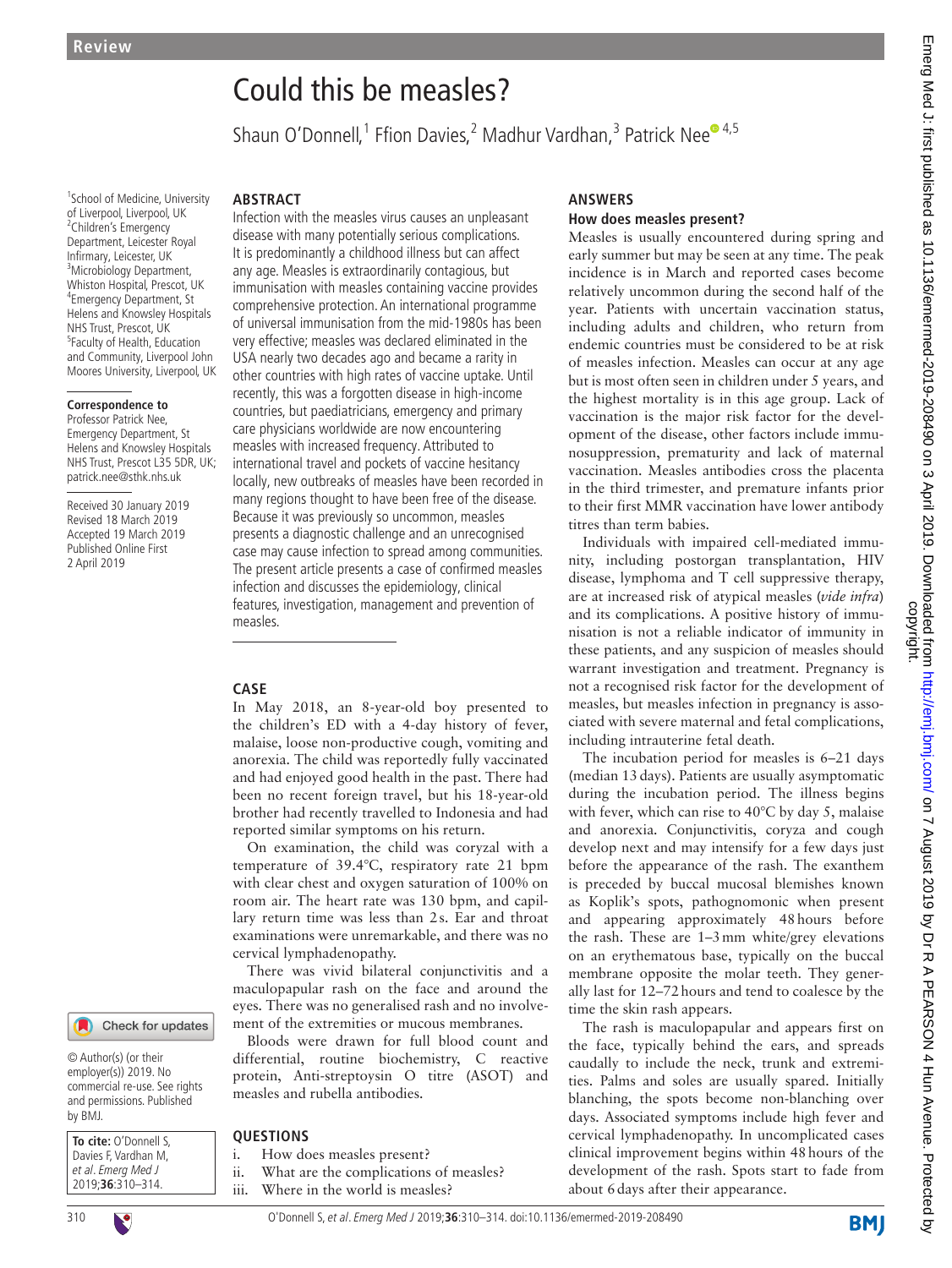Review

# Could this be measles?

Shaun O'Donnell,[1] Ffion Davies,[2] Madhur Vardhan,[3] Patrick Nee[4,5]

[1]School of Medicine, University of Liverpool, Liverpool, UK
[2]Children's Emergency Department, Leicester Royal Infirmary, Leicester, UK
[3]Microbiology Department, Whiston Hospital, Prescot, UK
[4]Emergency Department, St Helens and Knowsley Hospitals NHS Trust, Prescot, UK
[5]Faculty of Health, Education and Community, Liverpool John Moores University, Liverpool, UK

**Correspondence to**
Professor Patrick Nee, Emergency Department, St Helens and Knowsley Hospitals NHS Trust, Prescot L35 5DR, UK; patrick.nee@sthk.nhs.uk

Received 30 January 2019
Revised 18 March 2019
Accepted 19 March 2019
Published Online First 2 April 2019

© Author(s) (or their employer(s)) 2019. No commercial re-use. See rights and permissions. Published by BMJ.

**To cite:** O'Donnell S, Davies F, Vardhan M, *et al*. *Emerg Med J* 2019;**36**:310–314.

## ABSTRACT

Infection with the measles virus causes an unpleasant disease with many potentially serious complications. It is predominantly a childhood illness but can affect any age. Measles is extraordinarily contagious, but immunisation with measles containing vaccine provides comprehensive protection. An international programme of universal immunisation from the mid-1980s has been very effective; measles was declared eliminated in the USA nearly two decades ago and became a rarity in other countries with high rates of vaccine uptake. Until recently, this was a forgotten disease in high-income countries, but paediatricians, emergency and primary care physicians worldwide are now encountering measles with increased frequency. Attributed to international travel and pockets of vaccine hesitancy locally, new outbreaks of measles have been recorded in many regions thought to have been free of the disease. Because it was previously so uncommon, measles presents a diagnostic challenge and an unrecognised case may cause infection to spread among communities. The present article presents a case of confirmed measles infection and discusses the epidemiology, clinical features, investigation, management and prevention of measles.

## CASE

In May 2018, an 8-year-old boy presented to the children's ED with a 4-day history of fever, malaise, loose non-productive cough, vomiting and anorexia. The child was reportedly fully vaccinated and had enjoyed good health in the past. There had been no recent foreign travel, but his 18-year-old brother had recently travelled to Indonesia and had reported similar symptoms on his return.

On examination, the child was coryzal with a temperature of 39.4°C, respiratory rate 21 bpm with clear chest and oxygen saturation of 100% on room air. The heart rate was 130 bpm, and capillary return time was less than 2s. Ear and throat examinations were unremarkable, and there was no cervical lymphadenopathy.

There was vivid bilateral conjunctivitis and a maculopapular rash on the face and around the eyes. There was no generalised rash and no involvement of the extremities or mucous membranes.

Bloods were drawn for full blood count and differential, routine biochemistry, C reactive protein, Anti-streptoysin O titre (ASOT) and measles and rubella antibodies.

## QUESTIONS

i. How does measles present?
ii. What are the complications of measles?
iii. Where in the world is measles?

## ANSWERS

### How does measles present?

Measles is usually encountered during spring and early summer but may be seen at any time. The peak incidence is in March and reported cases become relatively uncommon during the second half of the year. Patients with uncertain vaccination status, including adults and children, who return from endemic countries must be considered to be at risk of measles infection. Measles can occur at any age but is most often seen in children under 5 years, and the highest mortality is in this age group. Lack of vaccination is the major risk factor for the development of the disease, other factors include immunosuppression, prematurity and lack of maternal vaccination. Measles antibodies cross the placenta in the third trimester, and premature infants prior to their first MMR vaccination have lower antibody titres than term babies.

Individuals with impaired cell-mediated immunity, including postorgan transplantation, HIV disease, lymphoma and T cell suppressive therapy, are at increased risk of atypical measles (*vide infra*) and its complications. A positive history of immunisation is not a reliable indicator of immunity in these patients, and any suspicion of measles should warrant investigation and treatment. Pregnancy is not a recognised risk factor for the development of measles, but measles infection in pregnancy is associated with severe maternal and fetal complications, including intrauterine fetal death.

The incubation period for measles is 6–21 days (median 13 days). Patients are usually asymptomatic during the incubation period. The illness begins with fever, which can rise to 40°C by day 5, malaise and anorexia. Conjunctivitis, coryza and cough develop next and may intensify for a few days just before the appearance of the rash. The exanthem is preceded by buccal mucosal blemishes known as Koplik's spots, pathognomonic when present and appearing approximately 48 hours before the rash. These are 1–3 mm white/grey elevations on an erythematous base, typically on the buccal membrane opposite the molar teeth. They generally last for 12–72 hours and tend to coalesce by the time the skin rash appears.

The rash is maculopapular and appears first on the face, typically behind the ears, and spreads caudally to include the neck, trunk and extremities. Palms and soles are usually spared. Initially blanching, the spots become non-blanching over days. Associated symptoms include high fever and cervical lymphadenopathy. In uncomplicated cases clinical improvement begins within 48 hours of the development of the rash. Spots start to fade from about 6 days after their appearance.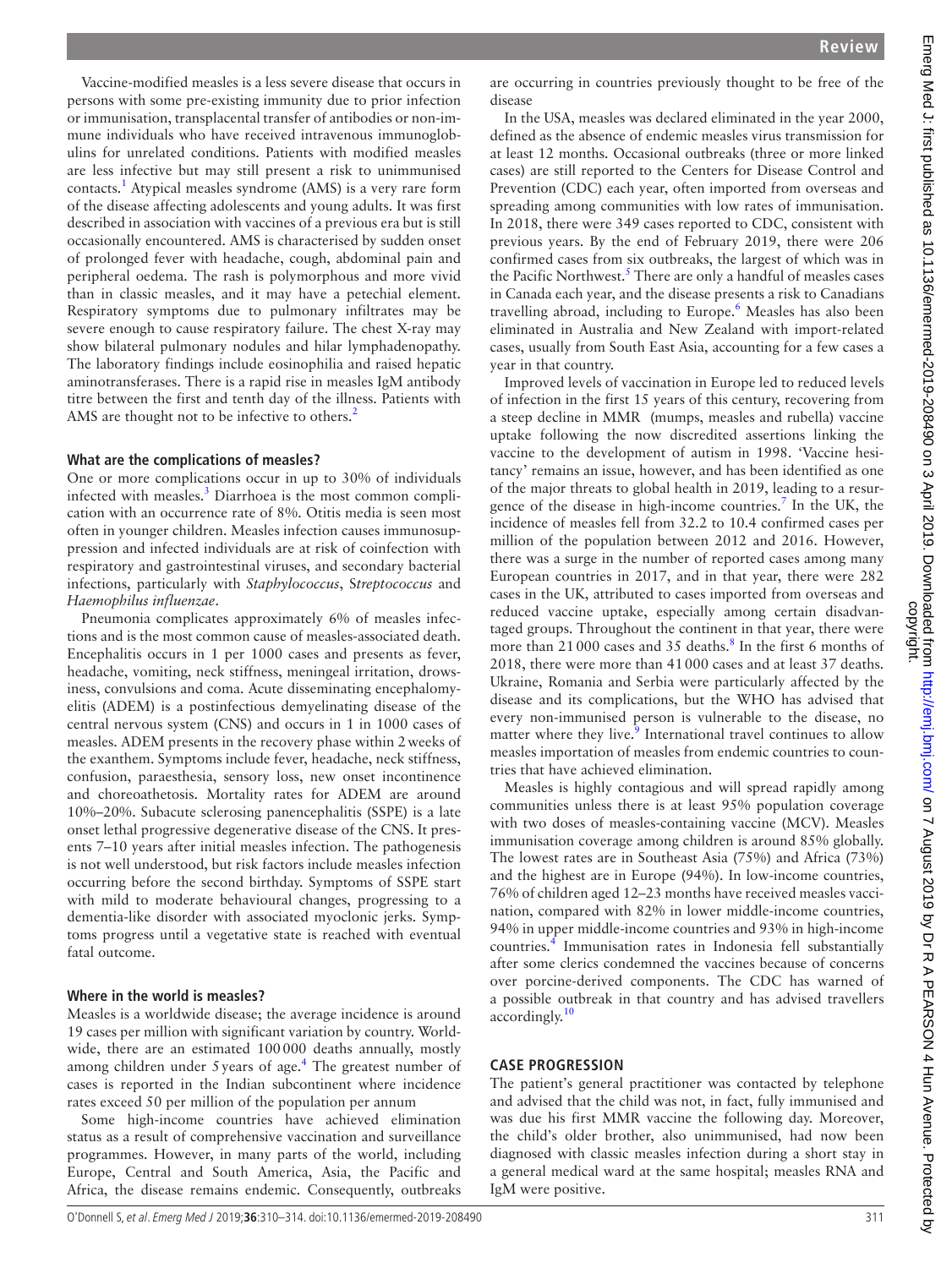Vaccine-modified measles is a less severe disease that occurs in persons with some pre-existing immunity due to prior infection or immunisation, transplacental transfer of antibodies or non-immune individuals who have received intravenous immunoglobulins for unrelated conditions. Patients with modified measles are less infective but may still present a risk to unimmunised contacts.[1] Atypical measles syndrome (AMS) is a very rare form of the disease affecting adolescents and young adults. It was first described in association with vaccines of a previous era but is still occasionally encountered. AMS is characterised by sudden onset of prolonged fever with headache, cough, abdominal pain and peripheral oedema. The rash is polymorphous and more vivid than in classic measles, and it may have a petechial element. Respiratory symptoms due to pulmonary infiltrates may be severe enough to cause respiratory failure. The chest X-ray may show bilateral pulmonary nodules and hilar lymphadenopathy. The laboratory findings include eosinophilia and raised hepatic aminotransferases. There is a rapid rise in measles IgM antibody titre between the first and tenth day of the illness. Patients with AMS are thought not to be infective to others.[2]

### What are the complications of measles?

One or more complications occur in up to 30% of individuals infected with measles.[3] Diarrhoea is the most common complication with an occurrence rate of 8%. Otitis media is seen most often in younger children. Measles infection causes immunosuppression and infected individuals are at risk of coinfection with respiratory and gastrointestinal viruses, and secondary bacterial infections, particularly with *Staphylococcus*, *Streptococcus* and *Haemophilus influenzae*.

Pneumonia complicates approximately 6% of measles infections and is the most common cause of measles-associated death. Encephalitis occurs in 1 per 1000 cases and presents as fever, headache, vomiting, neck stiffness, meningeal irritation, drowsiness, convulsions and coma. Acute disseminating encephalomyelitis (ADEM) is a postinfectious demyelinating disease of the central nervous system (CNS) and occurs in 1 in 1000 cases of measles. ADEM presents in the recovery phase within 2 weeks of the exanthem. Symptoms include fever, headache, neck stiffness, confusion, paraesthesia, sensory loss, new onset incontinence and choreoathetosis. Mortality rates for ADEM are around 10%–20%. Subacute sclerosing panencephalitis (SSPE) is a late onset lethal progressive degenerative disease of the CNS. It presents 7–10 years after initial measles infection. The pathogenesis is not well understood, but risk factors include measles infection occurring before the second birthday. Symptoms of SSPE start with mild to moderate behavioural changes, progressing to a dementia-like disorder with associated myoclonic jerks. Symptoms progress until a vegetative state is reached with eventual fatal outcome.

### Where in the world is measles?

Measles is a worldwide disease; the average incidence is around 19 cases per million with significant variation by country. Worldwide, there are an estimated 100 000 deaths annually, mostly among children under 5 years of age.[4] The greatest number of cases is reported in the Indian subcontinent where incidence rates exceed 50 per million of the population per annum

Some high-income countries have achieved elimination status as a result of comprehensive vaccination and surveillance programmes. However, in many parts of the world, including Europe, Central and South America, Asia, the Pacific and Africa, the disease remains endemic. Consequently, outbreaks are occurring in countries previously thought to be free of the disease

In the USA, measles was declared eliminated in the year 2000, defined as the absence of endemic measles virus transmission for at least 12 months. Occasional outbreaks (three or more linked cases) are still reported to the Centers for Disease Control and Prevention (CDC) each year, often imported from overseas and spreading among communities with low rates of immunisation. In 2018, there were 349 cases reported to CDC, consistent with previous years. By the end of February 2019, there were 206 confirmed cases from six outbreaks, the largest of which was in the Pacific Northwest.[5] There are only a handful of measles cases in Canada each year, and the disease presents a risk to Canadians travelling abroad, including to Europe.[6] Measles has also been eliminated in Australia and New Zealand with import-related cases, usually from South East Asia, accounting for a few cases a year in that country.

Improved levels of vaccination in Europe led to reduced levels of infection in the first 15 years of this century, recovering from a steep decline in MMR (mumps, measles and rubella) vaccine uptake following the now discredited assertions linking the vaccine to the development of autism in 1998. 'Vaccine hesitancy' remains an issue, however, and has been identified as one of the major threats to global health in 2019, leading to a resurgence of the disease in high-income countries.[7] In the UK, the incidence of measles fell from 32.2 to 10.4 confirmed cases per million of the population between 2012 and 2016. However, there was a surge in the number of reported cases among many European countries in 2017, and in that year, there were 282 cases in the UK, attributed to cases imported from overseas and reduced vaccine uptake, especially among certain disadvantaged groups. Throughout the continent in that year, there were more than 21 000 cases and 35 deaths.[8] In the first 6 months of 2018, there were more than 41 000 cases and at least 37 deaths. Ukraine, Romania and Serbia were particularly affected by the disease and its complications, but the WHO has advised that every non-immunised person is vulnerable to the disease, no matter where they live.[9] International travel continues to allow measles importation of measles from endemic countries to countries that have achieved elimination.

Measles is highly contagious and will spread rapidly among communities unless there is at least 95% population coverage with two doses of measles-containing vaccine (MCV). Measles immunisation coverage among children is around 85% globally. The lowest rates are in Southeast Asia (75%) and Africa (73%) and the highest are in Europe (94%). In low-income countries, 76% of children aged 12–23 months have received measles vaccination, compared with 82% in lower middle-income countries, 94% in upper middle-income countries and 93% in high-income countries.[4] Immunisation rates in Indonesia fell substantially after some clerics condemned the vaccines because of concerns over porcine-derived components. The CDC has warned of a possible outbreak in that country and has advised travellers accordingly.[10]

## CASE PROGRESSION

The patient's general practitioner was contacted by telephone and advised that the child was not, in fact, fully immunised and was due his first MMR vaccine the following day. Moreover, the child's older brother, also unimmunised, had now been diagnosed with classic measles infection during a short stay in a general medical ward at the same hospital; measles RNA and IgM were positive.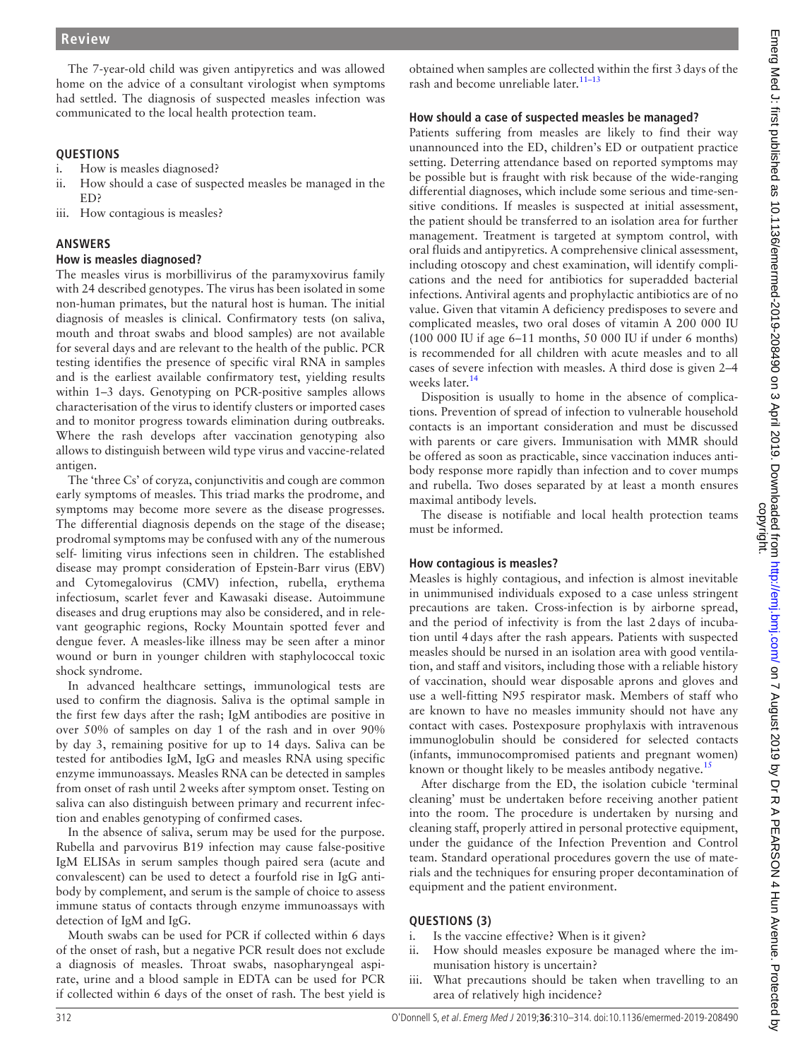The 7-year-old child was given antipyretics and was allowed home on the advice of a consultant virologist when symptoms had settled. The diagnosis of suspected measles infection was communicated to the local health protection team.

## QUESTIONS

i. How is measles diagnosed?
ii. How should a case of suspected measles be managed in the ED?
iii. How contagious is measles?

## ANSWERS

### How is measles diagnosed?

The measles virus is morbillivirus of the paramyxovirus family with 24 described genotypes. The virus has been isolated in some non-human primates, but the natural host is human. The initial diagnosis of measles is clinical. Confirmatory tests (on saliva, mouth and throat swabs and blood samples) are not available for several days and are relevant to the health of the public. PCR testing identifies the presence of specific viral RNA in samples and is the earliest available confirmatory test, yielding results within 1–3 days. Genotyping on PCR-positive samples allows characterisation of the virus to identify clusters or imported cases and to monitor progress towards elimination during outbreaks. Where the rash develops after vaccination genotyping also allows to distinguish between wild type virus and vaccine-related antigen.

The 'three Cs' of coryza, conjunctivitis and cough are common early symptoms of measles. This triad marks the prodrome, and symptoms may become more severe as the disease progresses. The differential diagnosis depends on the stage of the disease; prodromal symptoms may be confused with any of the numerous self- limiting virus infections seen in children. The established disease may prompt consideration of Epstein-Barr virus (EBV) and Cytomegalovirus (CMV) infection, rubella, erythema infectiosum, scarlet fever and Kawasaki disease. Autoimmune diseases and drug eruptions may also be considered, and in relevant geographic regions, Rocky Mountain spotted fever and dengue fever. A measles-like illness may be seen after a minor wound or burn in younger children with staphylococcal toxic shock syndrome.

In advanced healthcare settings, immunological tests are used to confirm the diagnosis. Saliva is the optimal sample in the first few days after the rash; IgM antibodies are positive in over 50% of samples on day 1 of the rash and in over 90% by day 3, remaining positive for up to 14 days. Saliva can be tested for antibodies IgM, IgG and measles RNA using specific enzyme immunoassays. Measles RNA can be detected in samples from onset of rash until 2 weeks after symptom onset. Testing on saliva can also distinguish between primary and recurrent infection and enables genotyping of confirmed cases.

In the absence of saliva, serum may be used for the purpose. Rubella and parvovirus B19 infection may cause false-positive IgM ELISAs in serum samples though paired sera (acute and convalescent) can be used to detect a fourfold rise in IgG antibody by complement, and serum is the sample of choice to assess immune status of contacts through enzyme immunoassays with detection of IgM and IgG.

Mouth swabs can be used for PCR if collected within 6 days of the onset of rash, but a negative PCR result does not exclude a diagnosis of measles. Throat swabs, nasopharyngeal aspirate, urine and a blood sample in EDTA can be used for PCR if collected within 6 days of the onset of rash. The best yield is obtained when samples are collected within the first 3 days of the rash and become unreliable later.[11–13]

### How should a case of suspected measles be managed?

Patients suffering from measles are likely to find their way unannounced into the ED, children's ED or outpatient practice setting. Deterring attendance based on reported symptoms may be possible but is fraught with risk because of the wide-ranging differential diagnoses, which include some serious and time-sensitive conditions. If measles is suspected at initial assessment, the patient should be transferred to an isolation area for further management. Treatment is targeted at symptom control, with oral fluids and antipyretics. A comprehensive clinical assessment, including otoscopy and chest examination, will identify complications and the need for antibiotics for superadded bacterial infections. Antiviral agents and prophylactic antibiotics are of no value. Given that vitamin A deficiency predisposes to severe and complicated measles, two oral doses of vitamin A 200 000 IU (100 000 IU if age 6–11 months, 50 000 IU if under 6 months) is recommended for all children with acute measles and to all cases of severe infection with measles. A third dose is given 2–4 weeks later.[14]

Disposition is usually to home in the absence of complications. Prevention of spread of infection to vulnerable household contacts is an important consideration and must be discussed with parents or care givers. Immunisation with MMR should be offered as soon as practicable, since vaccination induces antibody response more rapidly than infection and to cover mumps and rubella. Two doses separated by at least a month ensures maximal antibody levels.

The disease is notifiable and local health protection teams must be informed.

### How contagious is measles?

Measles is highly contagious, and infection is almost inevitable in unimmunised individuals exposed to a case unless stringent precautions are taken. Cross-infection is by airborne spread, and the period of infectivity is from the last 2 days of incubation until 4 days after the rash appears. Patients with suspected measles should be nursed in an isolation area with good ventilation, and staff and visitors, including those with a reliable history of vaccination, should wear disposable aprons and gloves and use a well-fitting N95 respirator mask. Members of staff who are known to have no measles immunity should not have any contact with cases. Postexposure prophylaxis with intravenous immunoglobulin should be considered for selected contacts (infants, immunocompromised patients and pregnant women) known or thought likely to be measles antibody negative.[15]

After discharge from the ED, the isolation cubicle 'terminal cleaning' must be undertaken before receiving another patient into the room. The procedure is undertaken by nursing and cleaning staff, properly attired in personal protective equipment, under the guidance of the Infection Prevention and Control team. Standard operational procedures govern the use of materials and the techniques for ensuring proper decontamination of equipment and the patient environment.

## QUESTIONS (3)

i. Is the vaccine effective? When is it given?
ii. How should measles exposure be managed where the immunisation history is uncertain?
iii. What precautions should be taken when travelling to an area of relatively high incidence?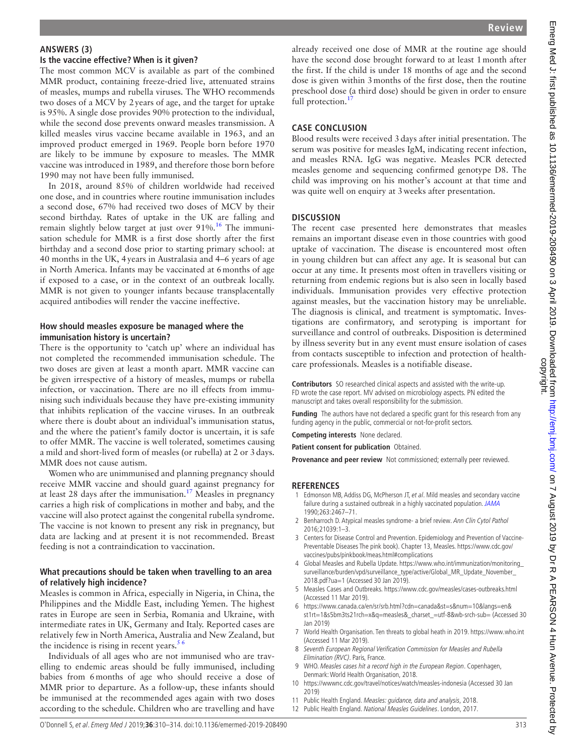## ANSWERS (3)

### Is the vaccine effective? When is it given?

The most common MCV is available as part of the combined MMR product, containing freeze-dried live, attenuated strains of measles, mumps and rubella viruses. The WHO recommends two doses of a MCV by 2 years of age, and the target for uptake is 95%. A single dose provides 90% protection to the individual, while the second dose prevents onward measles transmission. A killed measles virus vaccine became available in 1963, and an improved product emerged in 1969. People born before 1970 are likely to be immune by exposure to measles. The MMR vaccine was introduced in 1989, and therefore those born before 1990 may not have been fully immunised.

In 2018, around 85% of children worldwide had received one dose, and in countries where routine immunisation includes a second dose, 67% had received two doses of MCV by their second birthday. Rates of uptake in the UK are falling and remain slightly below target at just over 91%.[16] The immunisation schedule for MMR is a first dose shortly after the first birthday and a second dose prior to starting primary school: at 40 months in the UK, 4 years in Australasia and 4–6 years of age in North America. Infants may be vaccinated at 6 months of age if exposed to a case, or in the context of an outbreak locally. MMR is not given to younger infants because transplacentally acquired antibodies will render the vaccine ineffective.

### How should measles exposure be managed where the immunisation history is uncertain?

There is the opportunity to 'catch up' where an individual has not completed the recommended immunisation schedule. The two doses are given at least a month apart. MMR vaccine can be given irrespective of a history of measles, mumps or rubella infection, or vaccination. There are no ill effects from immunising such individuals because they have pre-existing immunity that inhibits replication of the vaccine viruses. In an outbreak where there is doubt about an individual's immunisation status, and the where the patient's family doctor is uncertain, it is safe to offer MMR. The vaccine is well tolerated, sometimes causing a mild and short-lived form of measles (or rubella) at 2 or 3 days. MMR does not cause autism.

Women who are unimmunised and planning pregnancy should receive MMR vaccine and should guard against pregnancy for at least 28 days after the immunisation.[17] Measles in pregnancy carries a high risk of complications in mother and baby, and the vaccine will also protect against the congenital rubella syndrome. The vaccine is not known to present any risk in pregnancy, but data are lacking and at present it is not recommended. Breast feeding is not a contraindication to vaccination.

### What precautions should be taken when travelling to an area of relatively high incidence?

Measles is common in Africa, especially in Nigeria, in China, the Philippines and the Middle East, including Yemen. The highest rates in Europe are seen in Serbia, Romania and Ukraine, with intermediate rates in UK, Germany and Italy. Reported cases are relatively few in North America, Australia and New Zealand, but the incidence is rising in recent years.[5 6]

Individuals of all ages who are not immunised who are travelling to endemic areas should be fully immunised, including babies from 6 months of age who should receive a dose of MMR prior to departure. As a follow-up, these infants should be immunised at the recommended ages again with two doses according to the schedule. Children who are travelling and have already received one dose of MMR at the routine age should have the second dose brought forward to at least 1 month after the first. If the child is under 18 months of age and the second dose is given within 3 months of the first dose, then the routine preschool dose (a third dose) should be given in order to ensure full protection.[17]

## CASE CONCLUSION

Blood results were received 3 days after initial presentation. The serum was positive for measles IgM, indicating recent infection, and measles RNA. IgG was negative. Measles PCR detected measles genome and sequencing confirmed genotype D8. The child was improving on his mother's account at that time and was quite well on enquiry at 3 weeks after presentation.

## DISCUSSION

The recent case presented here demonstrates that measles remains an important disease even in those countries with good uptake of vaccination. The disease is encountered most often in young children but can affect any age. It is seasonal but can occur at any time. It presents most often in travellers visiting or returning from endemic regions but is also seen in locally based individuals. Immunisation provides very effective protection against measles, but the vaccination history may be unreliable. The diagnosis is clinical, and treatment is symptomatic. Investigations are confirmatory, and serotyping is important for surveillance and control of outbreaks. Disposition is determined by illness severity but in any event must ensure isolation of cases from contacts susceptible to infection and protection of healthcare professionals. Measles is a notifiable disease.

**Contributors** SO researched clinical aspects and assisted with the write-up. FD wrote the case report. MV advised on microbiology aspects. PN edited the manuscript and takes overall responsibility for the submission.

**Funding** The authors have not declared a specific grant for this research from any funding agency in the public, commercial or not-for-profit sectors.

**Competing interests** None declared.

**Patient consent for publication** Obtained.

**Provenance and peer review** Not commissioned; externally peer reviewed.

## REFERENCES

1. Edmonson MB, Addiss DG, McPherson JT, *et al*. Mild measles and secondary vaccine failure during a sustained outbreak in a highly vaccinated population. *JAMA* 1990;263:2467–71.
2. Benharroch D. Atypical measles syndrome- a brief review. *Ann Clin Cytol Pathol* 2016;21039:1–3.
3. Centers for Disease Control and Prevention. Epidemiology and Prevention of Vaccine-Preventable Diseases The pink book). Chapter 13, Measles. https://www.cdc.gov/vaccines/pubs/pinkbook/meas.html#complications
4. Global Measles and Rubella Update. https://www.who.int/immunization/monitoring_surveillance/burden/vpd/surveillance_type/active/Global_MR_Update_November_2018.pdf?ua=1 (Accessed 30 Jan 2019).
5. Measles Cases and Outbreaks. https://www.cdc.gov/measles/cases-outbreaks.html (Accessed 11 Mar 2019).
6. https://www.canada.ca/en/sr/srb.html?cdn=canada&st=s&num=10&langs=en&st1rt=1&s5bm3ts21rch=x&q=measles&_charset_=utf-8&wb-srch-sub= (Accessed 30 Jan 2019)
7. World Health Organisation. Ten threats to global heath in 2019. https://www.who.int (Accessed 11 Mar 2019).
8. *Seventh European Regional Verification Commission for Measles and Rubella Elimination (RVC)*. Paris, France.
9. WHO. *Measles cases hit a record high in the European Region*. Copenhagen, Denmark: World Health Organisation, 2018.
10. https://wwwnc.cdc.gov/travel/notices/watch/measles-indonesia (Accessed 30 Jan 2019)
11. Public Health England. *Measles: guidance, data and analysis*, 2018.
12. Public Health England. *National Measles Guidelines*. London, 2017.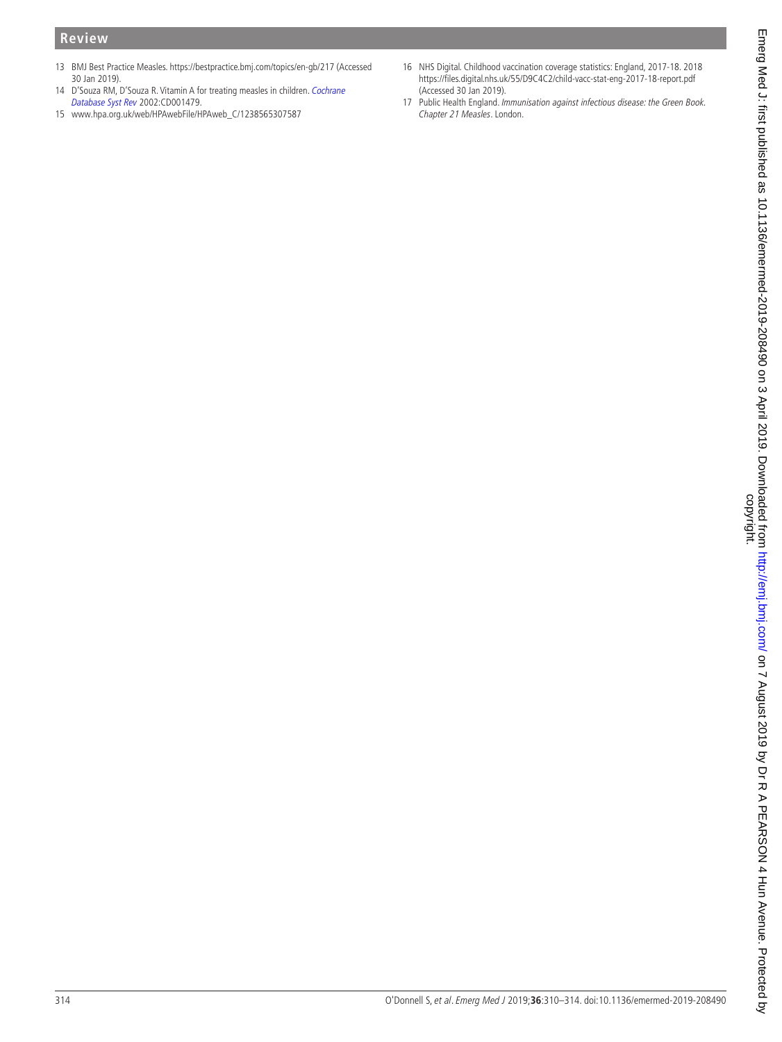13 BMJ Best Practice Measles. https://bestpractice.bmj.com/topics/en-gb/217 (Accessed 30 Jan 2019).

14 D'Souza RM, D'Souza R. Vitamin A for treating measles in children. *Cochrane Database Syst Rev* 2002:CD001479.

15 www.hpa.org.uk/web/HPAwebFile/HPAweb_C/1238565307587

16 NHS Digital. Childhood vaccination coverage statistics: England, 2017-18. 2018 https://files.digital.nhs.uk/55/D9C4C2/child-vacc-stat-eng-2017-18-report.pdf (Accessed 30 Jan 2019).

17 Public Health England. *Immunisation against infectious disease: the Green Book. Chapter 21 Measles*. London.